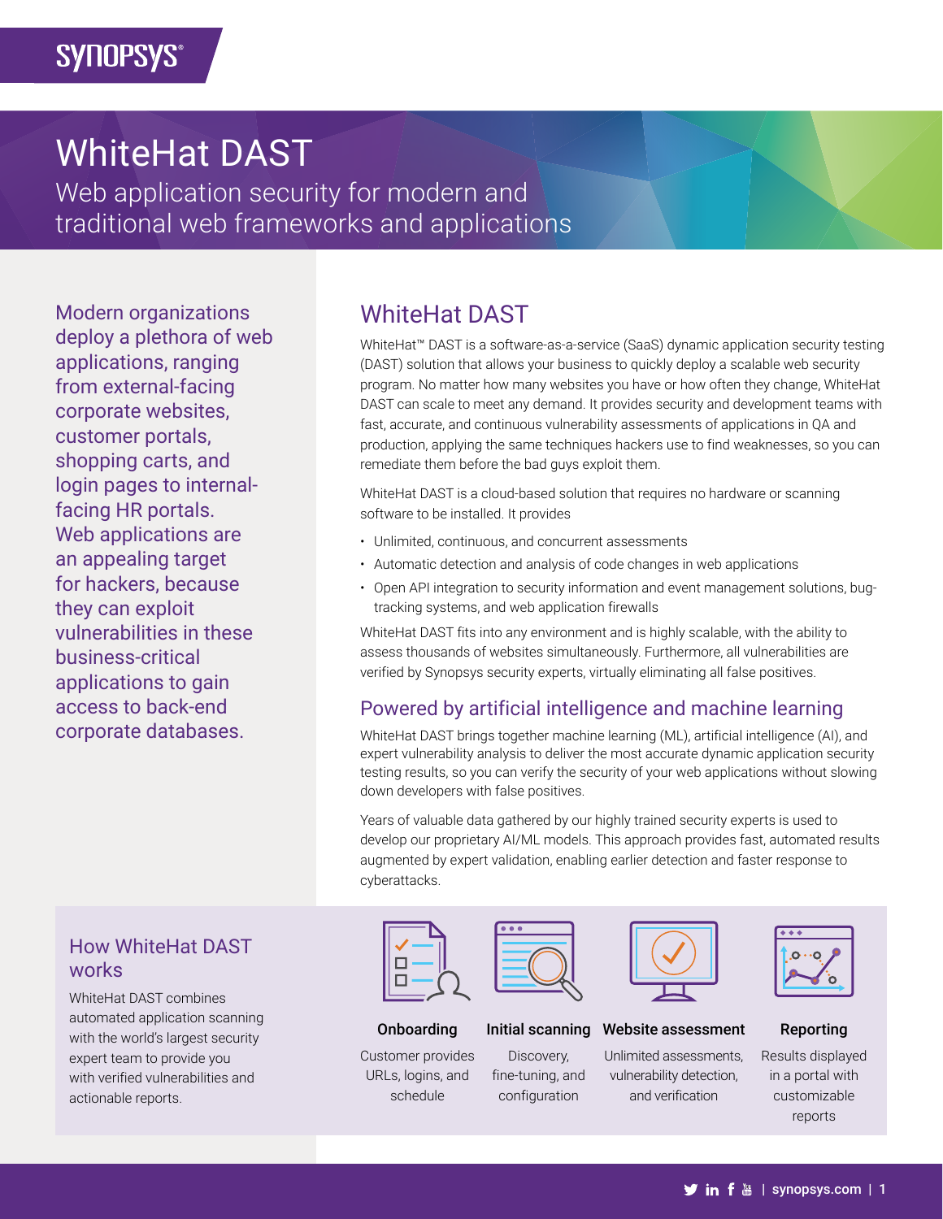# WhiteHat DAST

Web application security for modern and traditional web frameworks and applications

Modern organizations deploy a plethora of web applications, ranging from external-facing corporate websites, customer portals, shopping carts, and login pages to internal-facing HR portals. Web applications are an appealing target for hackers, because they can exploit vulnerabilities in these business-critical applications to gain access to back-end corporate databases.

## WhiteHat DAST

WhiteHat™ DAST is a software-as-a-service (SaaS) dynamic application security testing (DAST) solution that allows your business to quickly deploy a scalable web security program. No matter how many websites you have or how often they change, WhiteHat DAST can scale to meet any demand. It provides security and development teams with fast, accurate, and continuous vulnerability assessments of applications in QA and production, applying the same techniques hackers use to find weaknesses, so you can remediate them before the bad guys exploit them.

WhiteHat DAST is a cloud-based solution that requires no hardware or scanning software to be installed. It provides

- Unlimited, continuous, and concurrent assessments
- Automatic detection and analysis of code changes in web applications
- Open API integration to security information and event management solutions, bug-tracking systems, and web application firewalls

WhiteHat DAST fits into any environment and is highly scalable, with the ability to assess thousands of websites simultaneously. Furthermore, all vulnerabilities are verified by Synopsys security experts, virtually eliminating all false positives.

## Powered by artificial intelligence and machine learning

WhiteHat DAST brings together machine learning (ML), artificial intelligence (AI), and expert vulnerability analysis to deliver the most accurate dynamic application security testing results, so you can verify the security of your web applications without slowing down developers with false positives.

Years of valuable data gathered by our highly trained security experts is used to develop our proprietary AI/ML models. This approach provides fast, automated results augmented by expert validation, enabling earlier detection and faster response to cyberattacks.

## How WhiteHat DAST works

WhiteHat DAST combines automated application scanning with the world's largest security expert team to provide you with verified vulnerabilities and actionable reports.

**Onboarding**
Customer provides URLs, logins, and schedule

**Initial scanning**
Discovery, fine-tuning, and configuration

**Website assessment**
Unlimited assessments, vulnerability detection, and verification

**Reporting**
Results displayed in a portal with customizable reports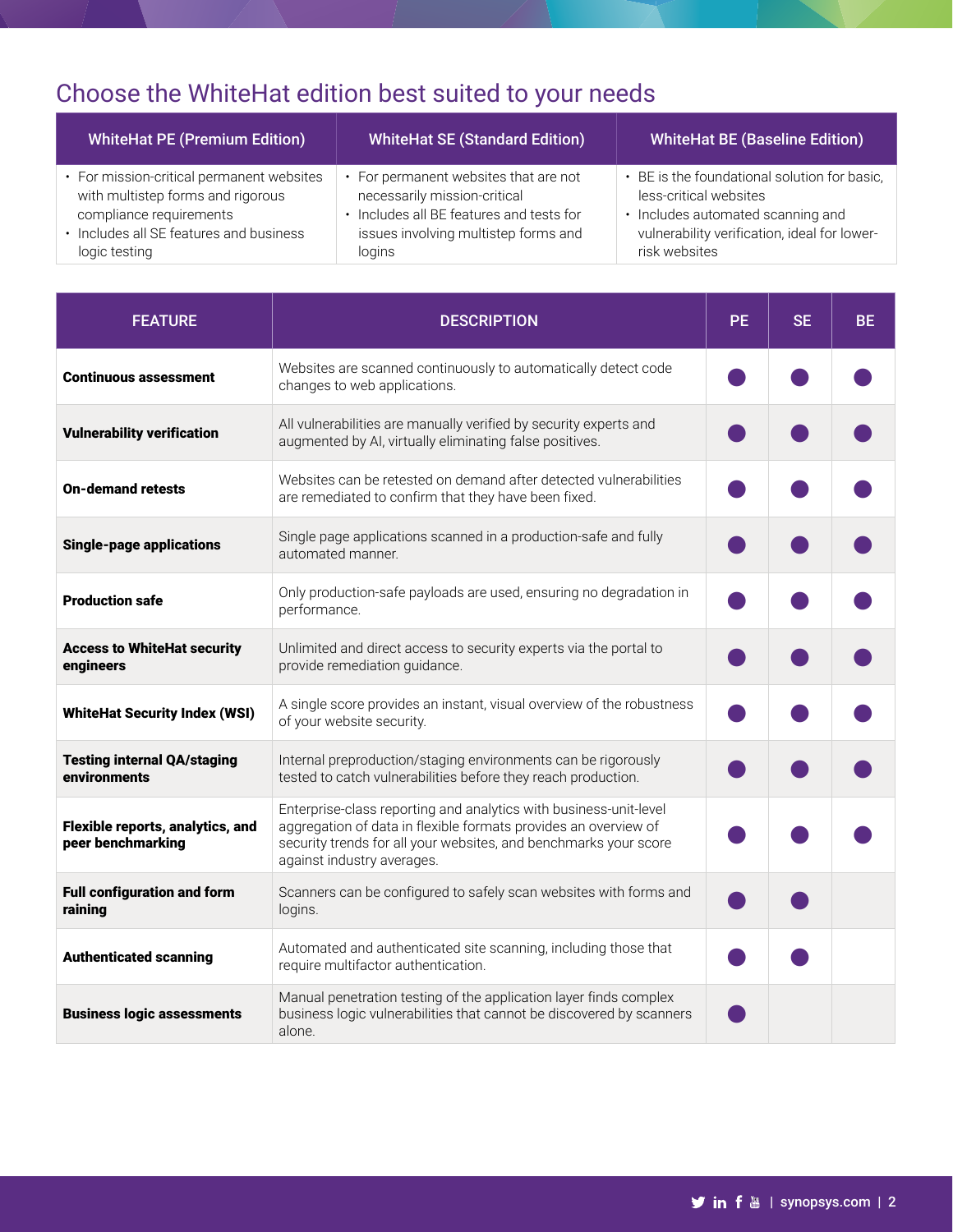## Choose the WhiteHat edition best suited to your needs

| WhiteHat PE (Premium Edition) | WhiteHat SE (Standard Edition) | WhiteHat BE (Baseline Edition) |
|---|---|---|
| • For mission-critical permanent websites with multistep forms and rigorous compliance requirements<br>• Includes all SE features and business logic testing | • For permanent websites that are not necessarily mission-critical<br>• Includes all BE features and tests for issues involving multistep forms and logins | • BE is the foundational solution for basic, less-critical websites<br>• Includes automated scanning and vulnerability verification, ideal for lower-risk websites |

| FEATURE | DESCRIPTION | PE | SE | BE |
|---|---|---|---|---|
| **Continuous assessment** | Websites are scanned continuously to automatically detect code changes to web applications. | ● | ● | ● |
| **Vulnerability verification** | All vulnerabilities are manually verified by security experts and augmented by AI, virtually eliminating false positives. | ● | ● | ● |
| **On-demand retests** | Websites can be retested on demand after detected vulnerabilities are remediated to confirm that they have been fixed. | ● | ● | ● |
| **Single-page applications** | Single page applications scanned in a production-safe and fully automated manner. | ● | ● | ● |
| **Production safe** | Only production-safe payloads are used, ensuring no degradation in performance. | ● | ● | ● |
| **Access to WhiteHat security engineers** | Unlimited and direct access to security experts via the portal to provide remediation guidance. | ● | ● | ● |
| **WhiteHat Security Index (WSI)** | A single score provides an instant, visual overview of the robustness of your website security. | ● | ● | ● |
| **Testing internal QA/staging environments** | Internal preproduction/staging environments can be rigorously tested to catch vulnerabilities before they reach production. | ● | ● | ● |
| **Flexible reports, analytics, and peer benchmarking** | Enterprise-class reporting and analytics with business-unit-level aggregation of data in flexible formats provides an overview of security trends for all your websites, and benchmarks your score against industry averages. | ● | ● | ● |
| **Full configuration and form raining** | Scanners can be configured to safely scan websites with forms and logins. | ● | ● | |
| **Authenticated scanning** | Automated and authenticated site scanning, including those that require multifactor authentication. | ● | ● | |
| **Business logic assessments** | Manual penetration testing of the application layer finds complex business logic vulnerabilities that cannot be discovered by scanners alone. | ● | | |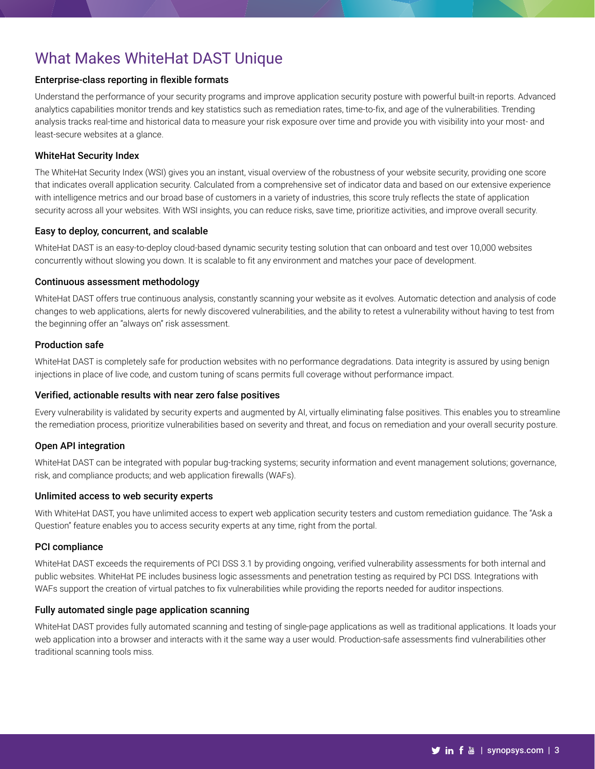# What Makes WhiteHat DAST Unique

### Enterprise-class reporting in flexible formats

Understand the performance of your security programs and improve application security posture with powerful built-in reports. Advanced analytics capabilities monitor trends and key statistics such as remediation rates, time-to-fix, and age of the vulnerabilities. Trending analysis tracks real-time and historical data to measure your risk exposure over time and provide you with visibility into your most- and least-secure websites at a glance.

### WhiteHat Security Index

The WhiteHat Security Index (WSI) gives you an instant, visual overview of the robustness of your website security, providing one score that indicates overall application security. Calculated from a comprehensive set of indicator data and based on our extensive experience with intelligence metrics and our broad base of customers in a variety of industries, this score truly reflects the state of application security across all your websites. With WSI insights, you can reduce risks, save time, prioritize activities, and improve overall security.

### Easy to deploy, concurrent, and scalable

WhiteHat DAST is an easy-to-deploy cloud-based dynamic security testing solution that can onboard and test over 10,000 websites concurrently without slowing you down. It is scalable to fit any environment and matches your pace of development.

### Continuous assessment methodology

WhiteHat DAST offers true continuous analysis, constantly scanning your website as it evolves. Automatic detection and analysis of code changes to web applications, alerts for newly discovered vulnerabilities, and the ability to retest a vulnerability without having to test from the beginning offer an "always on" risk assessment.

### Production safe

WhiteHat DAST is completely safe for production websites with no performance degradations. Data integrity is assured by using benign injections in place of live code, and custom tuning of scans permits full coverage without performance impact.

### Verified, actionable results with near zero false positives

Every vulnerability is validated by security experts and augmented by AI, virtually eliminating false positives. This enables you to streamline the remediation process, prioritize vulnerabilities based on severity and threat, and focus on remediation and your overall security posture.

### Open API integration

WhiteHat DAST can be integrated with popular bug-tracking systems; security information and event management solutions; governance, risk, and compliance products; and web application firewalls (WAFs).

### Unlimited access to web security experts

With WhiteHat DAST, you have unlimited access to expert web application security testers and custom remediation guidance. The "Ask a Question" feature enables you to access security experts at any time, right from the portal.

### PCI compliance

WhiteHat DAST exceeds the requirements of PCI DSS 3.1 by providing ongoing, verified vulnerability assessments for both internal and public websites. WhiteHat PE includes business logic assessments and penetration testing as required by PCI DSS. Integrations with WAFs support the creation of virtual patches to fix vulnerabilities while providing the reports needed for auditor inspections.

### Fully automated single page application scanning

WhiteHat DAST provides fully automated scanning and testing of single-page applications as well as traditional applications. It loads your web application into a browser and interacts with it the same way a user would. Production-safe assessments find vulnerabilities other traditional scanning tools miss.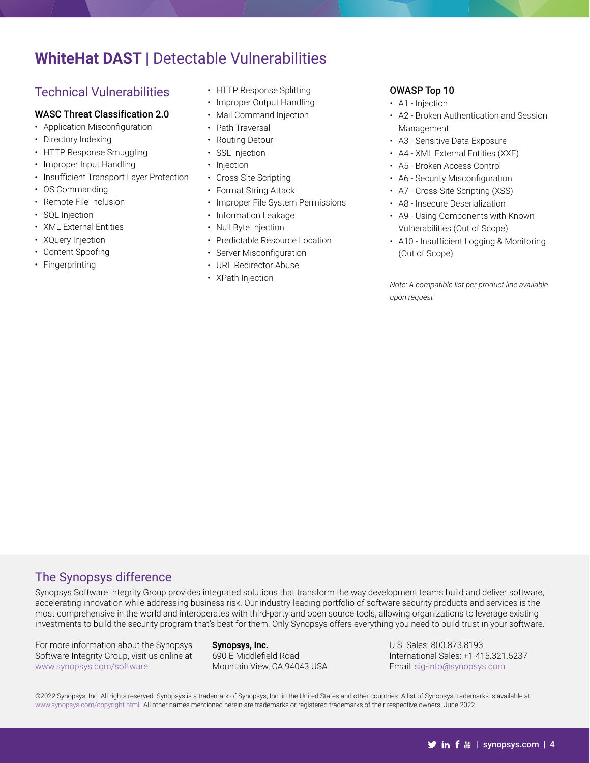# WhiteHat DAST | Detectable Vulnerabilities

## Technical Vulnerabilities

### WASC Threat Classification 2.0

- Application Misconfiguration
- Directory Indexing
- HTTP Response Smuggling
- Improper Input Handling
- Insufficient Transport Layer Protection
- OS Commanding
- Remote File Inclusion
- SQL Injection
- XML External Entities
- XQuery Injection
- Content Spoofing
- Fingerprinting
- HTTP Response Splitting
- Improper Output Handling
- Mail Command Injection
- Path Traversal
- Routing Detour
- SSL Injection
- Injection
- Cross-Site Scripting
- Format String Attack
- Improper File System Permissions
- Information Leakage
- Null Byte Injection
- Predictable Resource Location
- Server Misconfiguration
- URL Redirector Abuse
- XPath Injection

### OWASP Top 10

- A1 - Injection
- A2 - Broken Authentication and Session Management
- A3 - Sensitive Data Exposure
- A4 - XML External Entities (XXE)
- A5 - Broken Access Control
- A6 - Security Misconfiguration
- A7 - Cross-Site Scripting (XSS)
- A8 - Insecure Deserialization
- A9 - Using Components with Known Vulnerabilities (Out of Scope)
- A10 - Insufficient Logging & Monitoring (Out of Scope)

*Note: A compatible list per product line available upon request*

## The Synopsys difference

Synopsys Software Integrity Group provides integrated solutions that transform the way development teams build and deliver software, accelerating innovation while addressing business risk. Our industry-leading portfolio of software security products and services is the most comprehensive in the world and interoperates with third-party and open source tools, allowing organizations to leverage existing investments to build the security program that's best for them. Only Synopsys offers everything you need to build trust in your software.

For more information about the Synopsys Software Integrity Group, visit us online at www.synopsys.com/software.

**Synopsys, Inc.**
690 E Middlefield Road
Mountain View, CA 94043 USA

U.S. Sales: 800.873.8193
International Sales: +1 415.321.5237
Email: sig-info@synopsys.com

©2022 Synopsys, Inc. All rights reserved. Synopsys is a trademark of Synopsys, Inc. in the United States and other countries. A list of Synopsys trademarks is available at www.synopsys.com/copyright.html. All other names mentioned herein are trademarks or registered trademarks of their respective owners. June 2022

synopsys.com